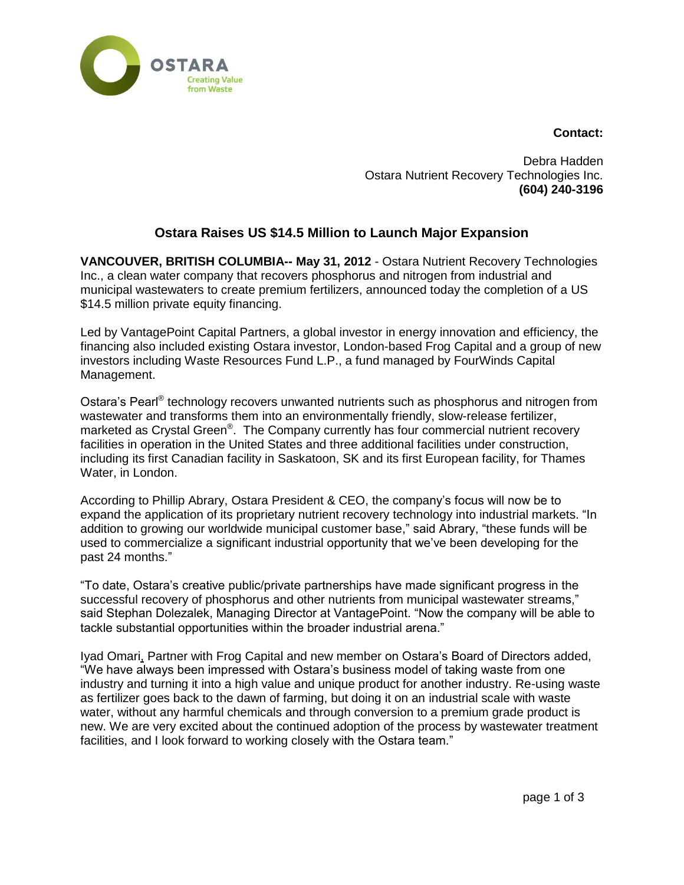OSTARA

Creating Value from Waste

**Contact:**

Debra Hadden
Ostara Nutrient Recovery Technologies Inc.
**(604) 240-3196**

## Ostara Raises US $14.5 Million to Launch Major Expansion

**VANCOUVER, BRITISH COLUMBIA-- May 31, 2012** - Ostara Nutrient Recovery Technologies Inc., a clean water company that recovers phosphorus and nitrogen from industrial and municipal wastewaters to create premium fertilizers, announced today the completion of a US $14.5 million private equity financing.

Led by VantagePoint Capital Partners, a global investor in energy innovation and efficiency, the financing also included existing Ostara investor, London-based Frog Capital and a group of new investors including Waste Resources Fund L.P., a fund managed by FourWinds Capital Management.

Ostara's Pearl® technology recovers unwanted nutrients such as phosphorus and nitrogen from wastewater and transforms them into an environmentally friendly, slow-release fertilizer, marketed as Crystal Green®. The Company currently has four commercial nutrient recovery facilities in operation in the United States and three additional facilities under construction, including its first Canadian facility in Saskatoon, SK and its first European facility, for Thames Water, in London.

According to Phillip Abrary, Ostara President & CEO, the company's focus will now be to expand the application of its proprietary nutrient recovery technology into industrial markets. "In addition to growing our worldwide municipal customer base," said Abrary, "these funds will be used to commercialize a significant industrial opportunity that we've been developing for the past 24 months."

"To date, Ostara's creative public/private partnerships have made significant progress in the successful recovery of phosphorus and other nutrients from municipal wastewater streams," said Stephan Dolezalek, Managing Director at VantagePoint. "Now the company will be able to tackle substantial opportunities within the broader industrial arena."

Iyad Omari, Partner with Frog Capital and new member on Ostara's Board of Directors added, "We have always been impressed with Ostara's business model of taking waste from one industry and turning it into a high value and unique product for another industry. Re-using waste as fertilizer goes back to the dawn of farming, but doing it on an industrial scale with waste water, without any harmful chemicals and through conversion to a premium grade product is new. We are very excited about the continued adoption of the process by wastewater treatment facilities, and I look forward to working closely with the Ostara team."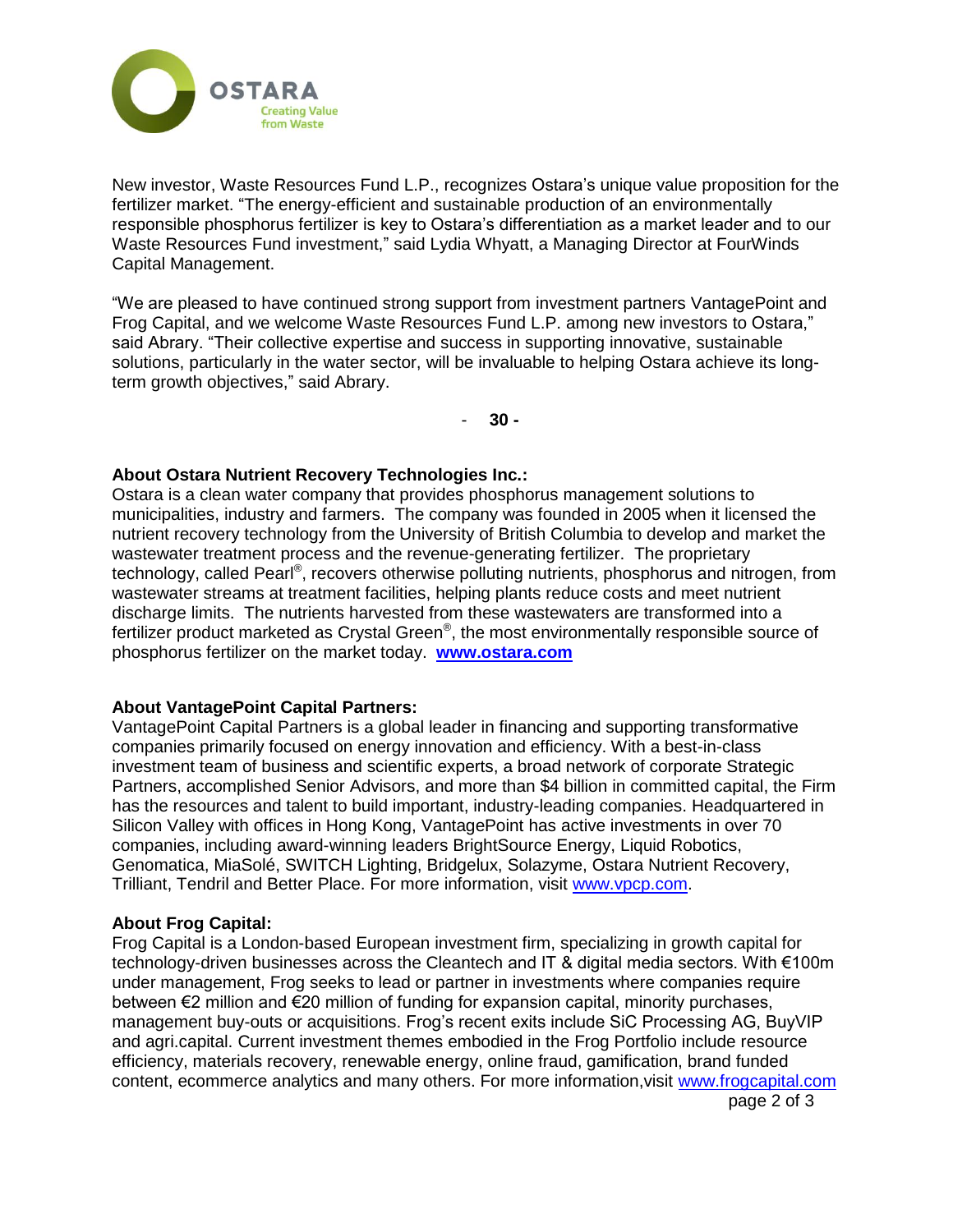New investor, Waste Resources Fund L.P., recognizes Ostara's unique value proposition for the fertilizer market. "The energy-efficient and sustainable production of an environmentally responsible phosphorus fertilizer is key to Ostara's differentiation as a market leader and to our Waste Resources Fund investment," said Lydia Whyatt, a Managing Director at FourWinds Capital Management.

"We are pleased to have continued strong support from investment partners VantagePoint and Frog Capital, and we welcome Waste Resources Fund L.P. among new investors to Ostara," said Abrary. "Their collective expertise and success in supporting innovative, sustainable solutions, particularly in the water sector, will be invaluable to helping Ostara achieve its long-term growth objectives," said Abrary.

**- 30 -**

**About Ostara Nutrient Recovery Technologies Inc.:**
Ostara is a clean water company that provides phosphorus management solutions to municipalities, industry and farmers. The company was founded in 2005 when it licensed the nutrient recovery technology from the University of British Columbia to develop and market the wastewater treatment process and the revenue-generating fertilizer. The proprietary technology, called Pearl®, recovers otherwise polluting nutrients, phosphorus and nitrogen, from wastewater streams at treatment facilities, helping plants reduce costs and meet nutrient discharge limits. The nutrients harvested from these wastewaters are transformed into a fertilizer product marketed as Crystal Green®, the most environmentally responsible source of phosphorus fertilizer on the market today. **www.ostara.com**

**About VantagePoint Capital Partners:**
VantagePoint Capital Partners is a global leader in financing and supporting transformative companies primarily focused on energy innovation and efficiency. With a best-in-class investment team of business and scientific experts, a broad network of corporate Strategic Partners, accomplished Senior Advisors, and more than $4 billion in committed capital, the Firm has the resources and talent to build important, industry-leading companies. Headquartered in Silicon Valley with offices in Hong Kong, VantagePoint has active investments in over 70 companies, including award-winning leaders BrightSource Energy, Liquid Robotics, Genomatica, MiaSolé, SWITCH Lighting, Bridgelux, Solazyme, Ostara Nutrient Recovery, Trilliant, Tendril and Better Place. For more information, visit www.vpcp.com.

**About Frog Capital:**
Frog Capital is a London-based European investment firm, specializing in growth capital for technology-driven businesses across the Cleantech and IT & digital media sectors. With €100m under management, Frog seeks to lead or partner in investments where companies require between €2 million and €20 million of funding for expansion capital, minority purchases, management buy-outs or acquisitions. Frog's recent exits include SiC Processing AG, BuyVIP and agri.capital. Current investment themes embodied in the Frog Portfolio include resource efficiency, materials recovery, renewable energy, online fraud, gamification, brand funded content, ecommerce analytics and many others. For more information,visit www.frogcapital.com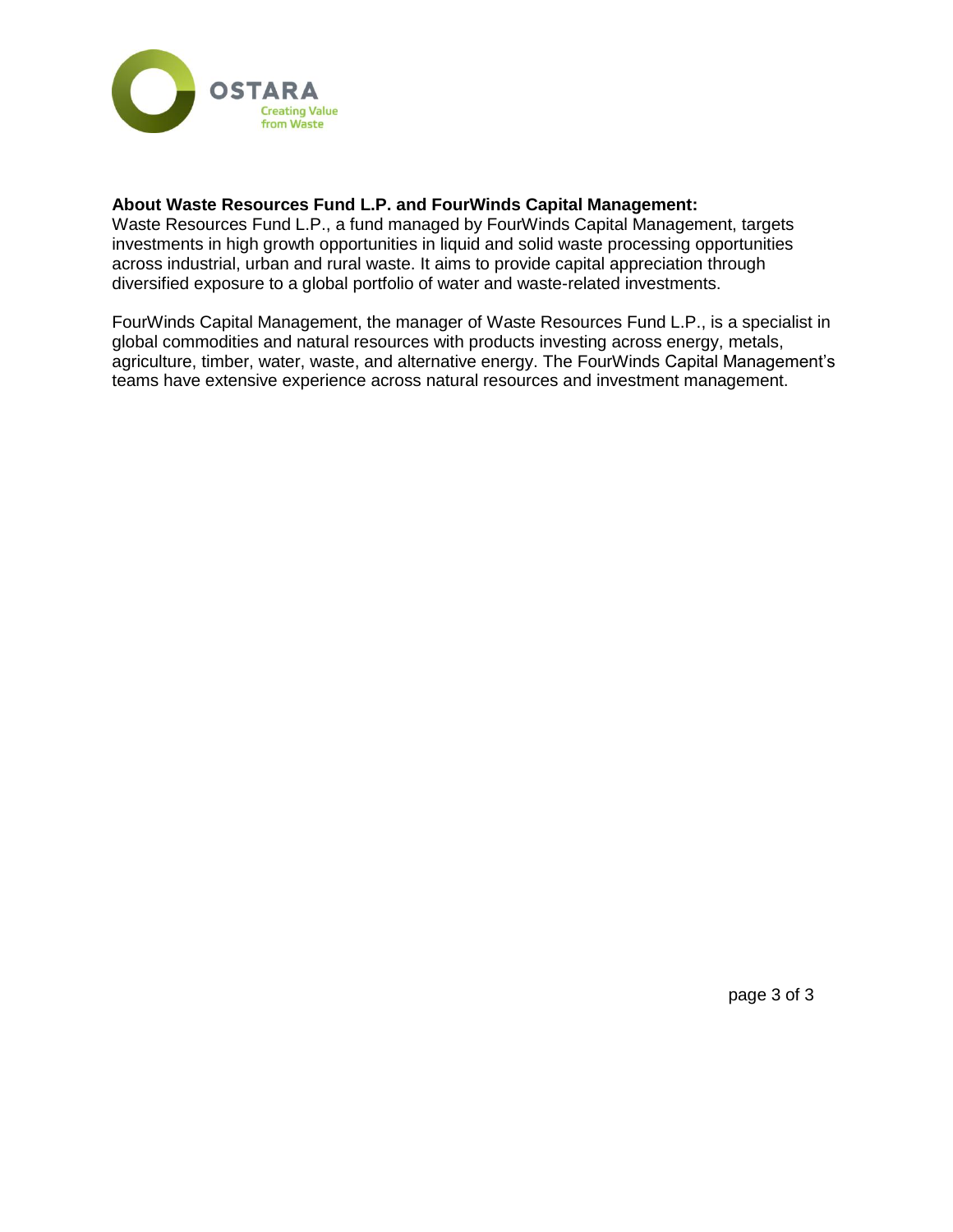**About Waste Resources Fund L.P. and FourWinds Capital Management:**

Waste Resources Fund L.P., a fund managed by FourWinds Capital Management, targets investments in high growth opportunities in liquid and solid waste processing opportunities across industrial, urban and rural waste. It aims to provide capital appreciation through diversified exposure to a global portfolio of water and waste-related investments.

FourWinds Capital Management, the manager of Waste Resources Fund L.P., is a specialist in global commodities and natural resources with products investing across energy, metals, agriculture, timber, water, waste, and alternative energy. The FourWinds Capital Management's teams have extensive experience across natural resources and investment management.